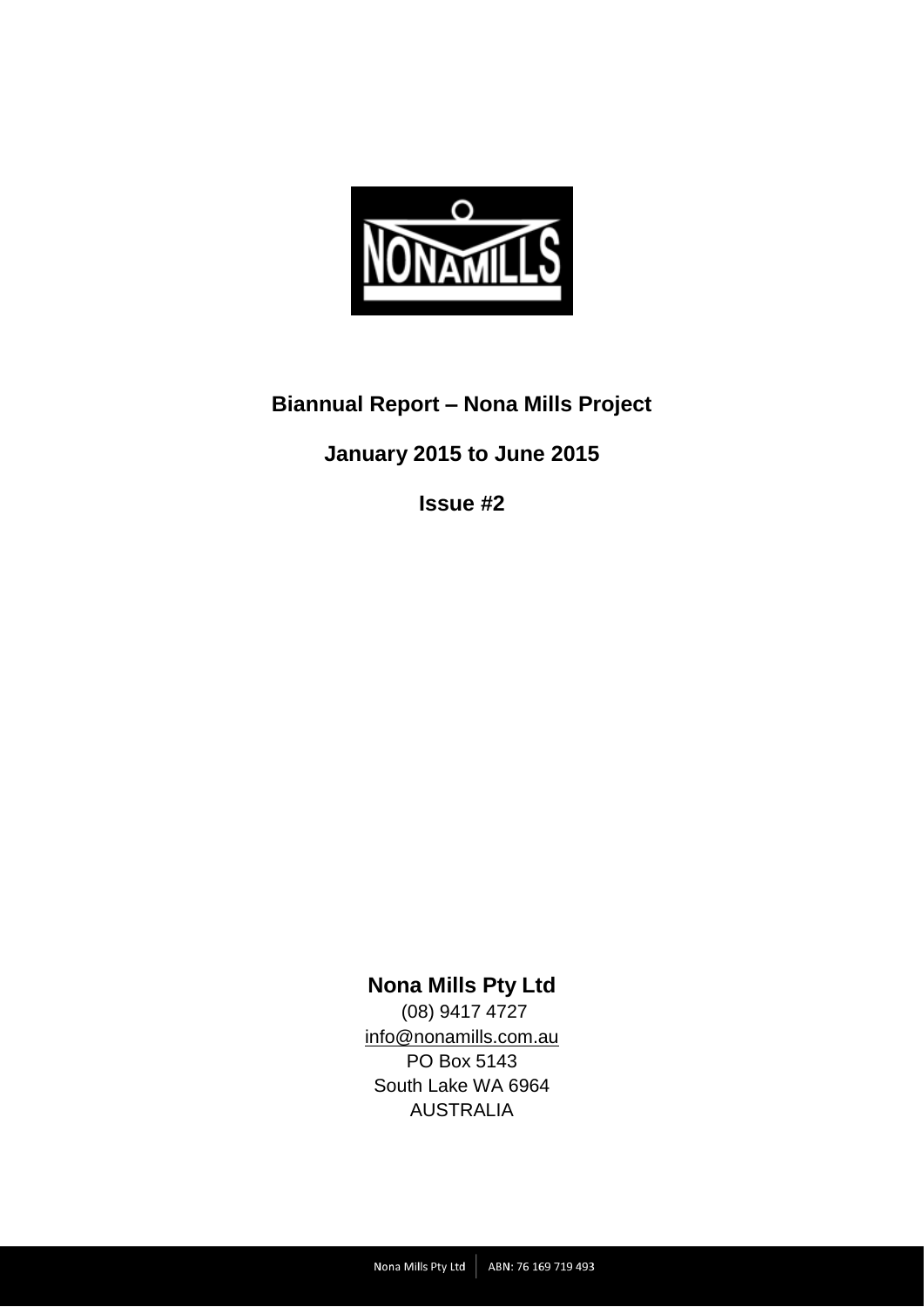**Biannual Report – Nona Mills Project**

**January 2015 to June 2015**

**Issue #2**

**Nona Mills Pty Ltd**

(08) 9417 4727

info@nonamills.com.au

PO Box 5143

South Lake WA 6964

AUSTRALIA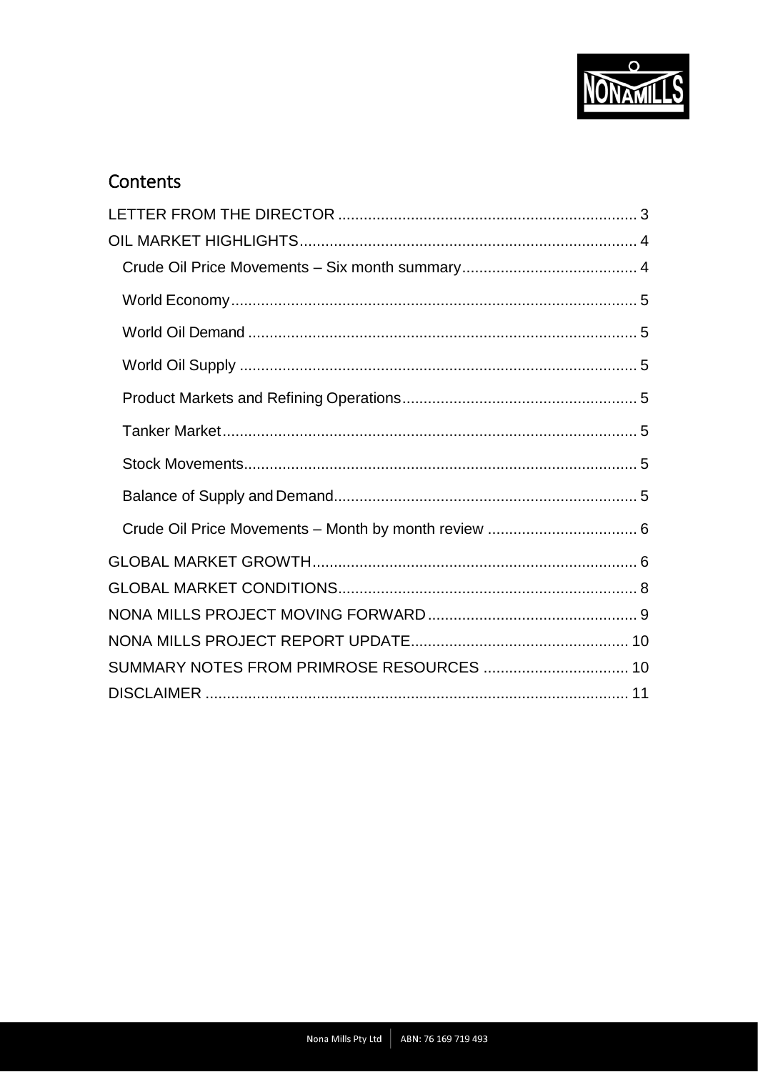# Contents

LETTER FROM THE DIRECTOR ........................................................................ 3

OIL MARKET HIGHLIGHTS ................................................................................ 4

- Crude Oil Price Movements – Six month summary ......................................... 4
- World Economy ................................................................................................ 5
- World Oil Demand ............................................................................................ 5
- World Oil Supply .............................................................................................. 5
- Product Markets and Refining Operations ........................................................ 5
- Tanker Market .................................................................................................. 5
- Stock Movements ............................................................................................. 5
- Balance of Supply and Demand ....................................................................... 5
- Crude Oil Price Movements – Month by month review .................................... 6

GLOBAL MARKET GROWTH ............................................................................. 6

GLOBAL MARKET CONDITIONS ....................................................................... 8

NONA MILLS PROJECT MOVING FORWARD .................................................. 9

NONA MILLS PROJECT REPORT UPDATE .................................................... 10

SUMMARY NOTES FROM PRIMROSE RESOURCES .................................... 10

DISCLAIMER .................................................................................................... 11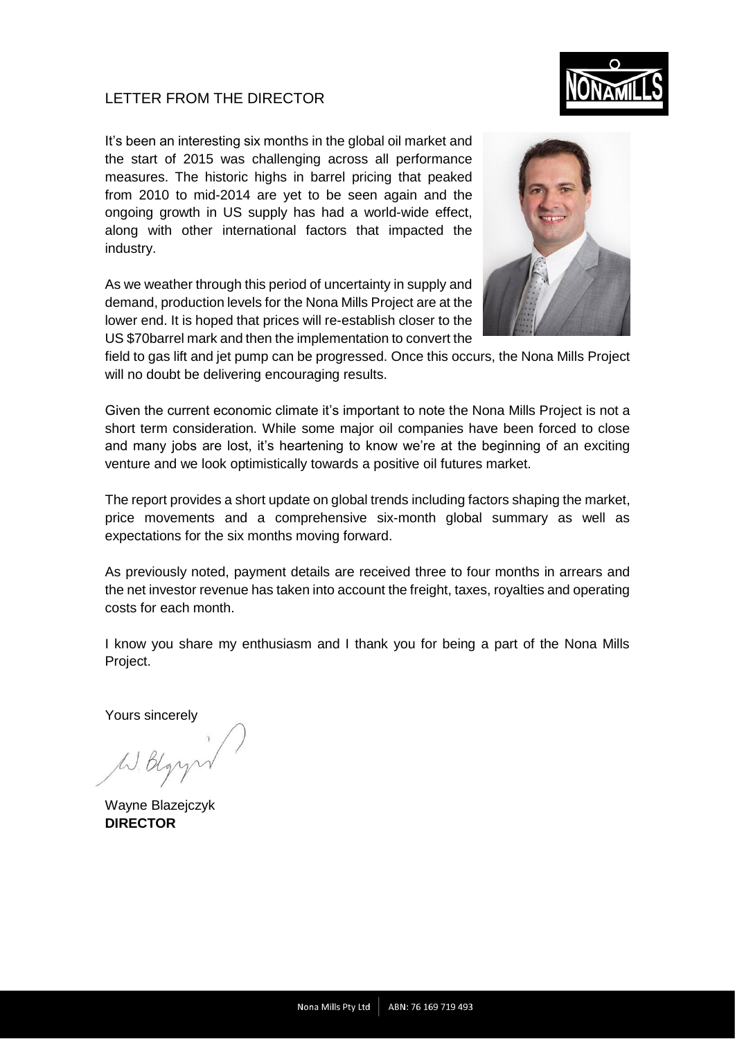# LETTER FROM THE DIRECTOR

It's been an interesting six months in the global oil market and the start of 2015 was challenging across all performance measures. The historic highs in barrel pricing that peaked from 2010 to mid-2014 are yet to be seen again and the ongoing growth in US supply has had a world-wide effect, along with other international factors that impacted the industry.

As we weather through this period of uncertainty in supply and demand, production levels for the Nona Mills Project are at the lower end. It is hoped that prices will re-establish closer to the US $70barrel mark and then the implementation to convert the field to gas lift and jet pump can be progressed. Once this occurs, the Nona Mills Project will no doubt be delivering encouraging results.

Given the current economic climate it's important to note the Nona Mills Project is not a short term consideration. While some major oil companies have been forced to close and many jobs are lost, it's heartening to know we're at the beginning of an exciting venture and we look optimistically towards a positive oil futures market.

The report provides a short update on global trends including factors shaping the market, price movements and a comprehensive six-month global summary as well as expectations for the six months moving forward.

As previously noted, payment details are received three to four months in arrears and the net investor revenue has taken into account the freight, taxes, royalties and operating costs for each month.

I know you share my enthusiasm and I thank you for being a part of the Nona Mills Project.

Yours sincerely

Wayne Blazejczyk
**DIRECTOR**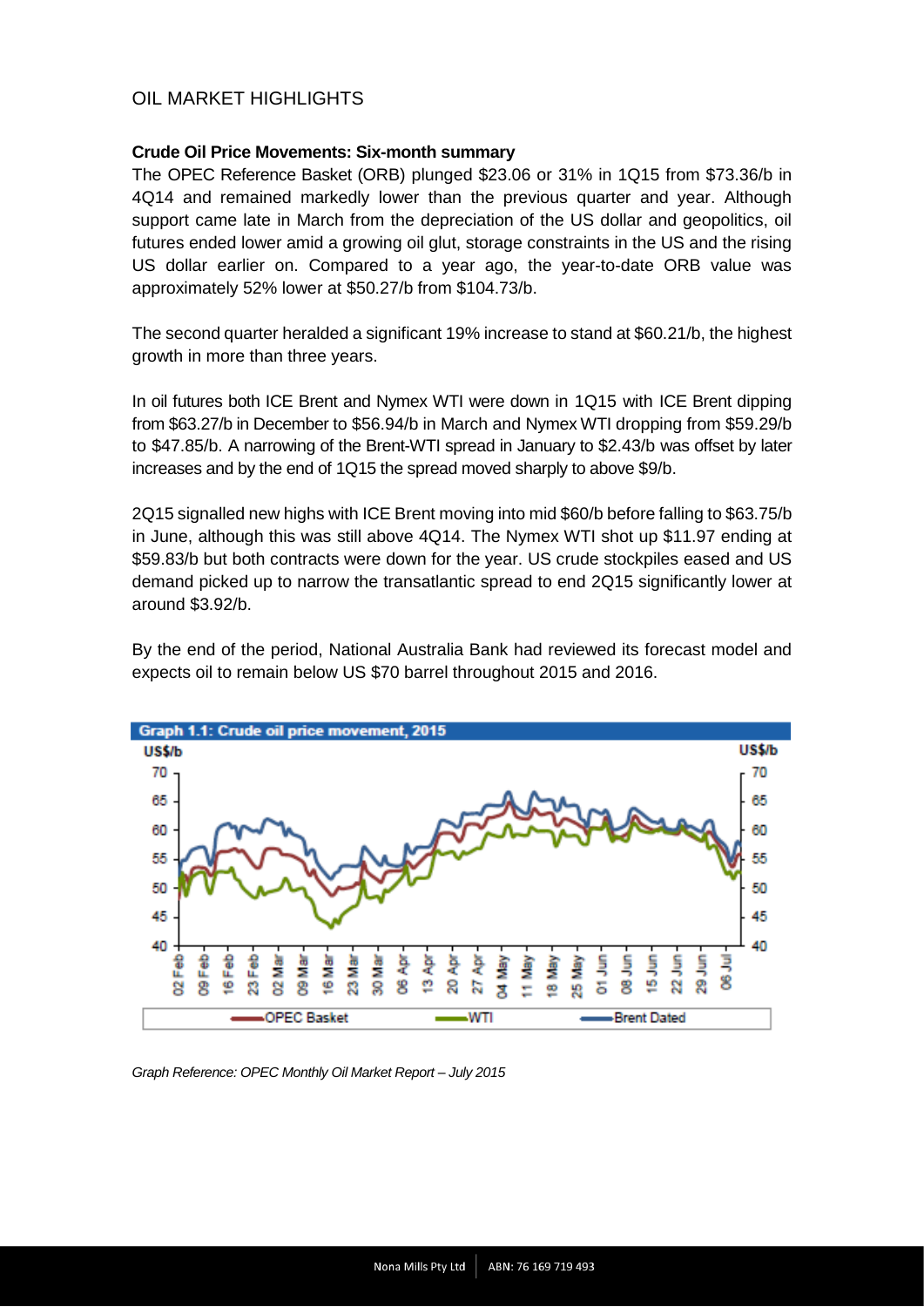## OIL MARKET HIGHLIGHTS

**Crude Oil Price Movements: Six-month summary**

The OPEC Reference Basket (ORB) plunged $23.06 or 31% in 1Q15 from $73.36/b in 4Q14 and remained markedly lower than the previous quarter and year. Although support came late in March from the depreciation of the US dollar and geopolitics, oil futures ended lower amid a growing oil glut, storage constraints in the US and the rising US dollar earlier on. Compared to a year ago, the year-to-date ORB value was approximately 52% lower at $50.27/b from $104.73/b.

The second quarter heralded a significant 19% increase to stand at $60.21/b, the highest growth in more than three years.

In oil futures both ICE Brent and Nymex WTI were down in 1Q15 with ICE Brent dipping from $63.27/b in December to $56.94/b in March and Nymex WTI dropping from $59.29/b to $47.85/b. A narrowing of the Brent-WTI spread in January to $2.43/b was offset by later increases and by the end of 1Q15 the spread moved sharply to above $9/b.

2Q15 signalled new highs with ICE Brent moving into mid $60/b before falling to $63.75/b in June, although this was still above 4Q14. The Nymex WTI shot up $11.97 ending at $59.83/b but both contracts were down for the year. US crude stockpiles eased and US demand picked up to narrow the transatlantic spread to end 2Q15 significantly lower at around $3.92/b.

By the end of the period, National Australia Bank had reviewed its forecast model and expects oil to remain below US $70 barrel throughout 2015 and 2016.

**Graph 1.1: Crude oil price movement, 2015**

*Graph Reference: OPEC Monthly Oil Market Report – July 2015*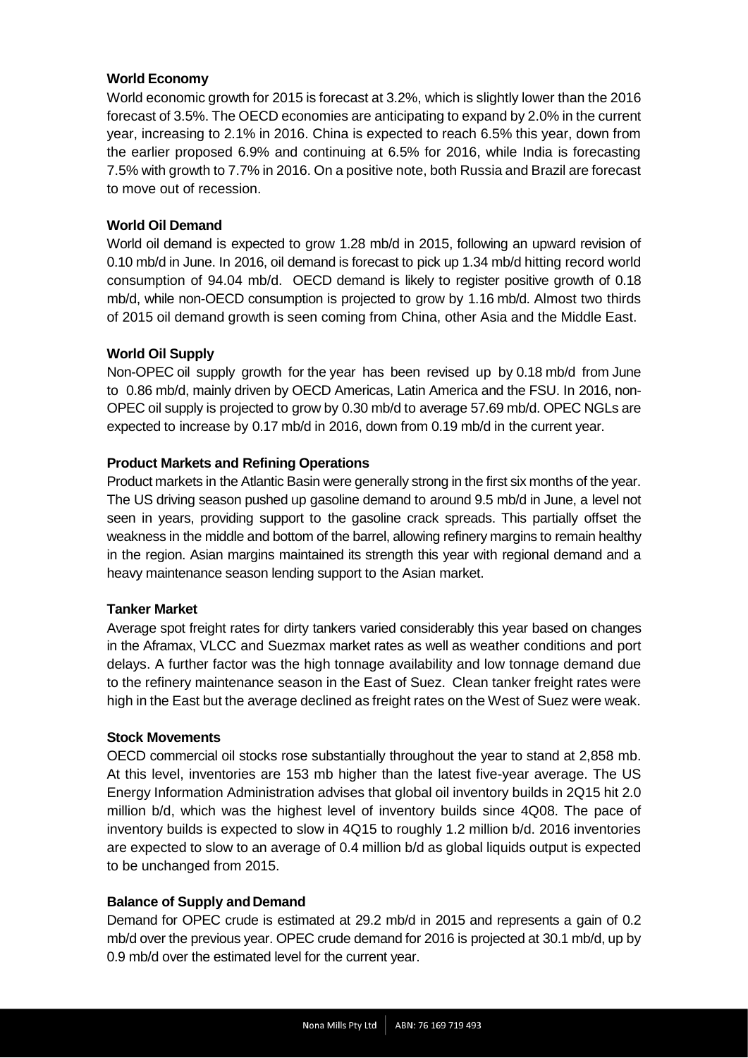**World Economy**

World economic growth for 2015 is forecast at 3.2%, which is slightly lower than the 2016 forecast of 3.5%. The OECD economies are anticipating to expand by 2.0% in the current year, increasing to 2.1% in 2016. China is expected to reach 6.5% this year, down from the earlier proposed 6.9% and continuing at 6.5% for 2016, while India is forecasting 7.5% with growth to 7.7% in 2016. On a positive note, both Russia and Brazil are forecast to move out of recession.

**World Oil Demand**

World oil demand is expected to grow 1.28 mb/d in 2015, following an upward revision of 0.10 mb/d in June. In 2016, oil demand is forecast to pick up 1.34 mb/d hitting record world consumption of 94.04 mb/d. OECD demand is likely to register positive growth of 0.18 mb/d, while non-OECD consumption is projected to grow by 1.16 mb/d. Almost two thirds of 2015 oil demand growth is seen coming from China, other Asia and the Middle East.

**World Oil Supply**

Non-OPEC oil supply growth for the year has been revised up by 0.18 mb/d from June to 0.86 mb/d, mainly driven by OECD Americas, Latin America and the FSU. In 2016, non-OPEC oil supply is projected to grow by 0.30 mb/d to average 57.69 mb/d. OPEC NGLs are expected to increase by 0.17 mb/d in 2016, down from 0.19 mb/d in the current year.

**Product Markets and Refining Operations**

Product markets in the Atlantic Basin were generally strong in the first six months of the year. The US driving season pushed up gasoline demand to around 9.5 mb/d in June, a level not seen in years, providing support to the gasoline crack spreads. This partially offset the weakness in the middle and bottom of the barrel, allowing refinery margins to remain healthy in the region. Asian margins maintained its strength this year with regional demand and a heavy maintenance season lending support to the Asian market.

**Tanker Market**

Average spot freight rates for dirty tankers varied considerably this year based on changes in the Aframax, VLCC and Suezmax market rates as well as weather conditions and port delays. A further factor was the high tonnage availability and low tonnage demand due to the refinery maintenance season in the East of Suez. Clean tanker freight rates were high in the East but the average declined as freight rates on the West of Suez were weak.

**Stock Movements**

OECD commercial oil stocks rose substantially throughout the year to stand at 2,858 mb. At this level, inventories are 153 mb higher than the latest five-year average. The US Energy Information Administration advises that global oil inventory builds in 2Q15 hit 2.0 million b/d, which was the highest level of inventory builds since 4Q08. The pace of inventory builds is expected to slow in 4Q15 to roughly 1.2 million b/d. 2016 inventories are expected to slow to an average of 0.4 million b/d as global liquids output is expected to be unchanged from 2015.

**Balance of Supply and Demand**

Demand for OPEC crude is estimated at 29.2 mb/d in 2015 and represents a gain of 0.2 mb/d over the previous year. OPEC crude demand for 2016 is projected at 30.1 mb/d, up by 0.9 mb/d over the estimated level for the current year.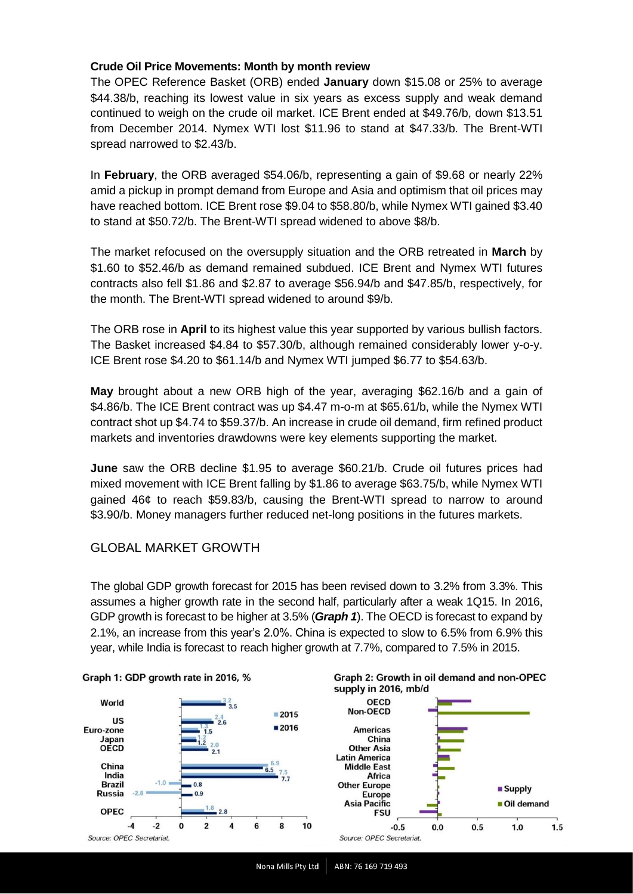**Crude Oil Price Movements: Month by month review**

The OPEC Reference Basket (ORB) ended **January** down $15.08 or 25% to average $44.38/b, reaching its lowest value in six years as excess supply and weak demand continued to weigh on the crude oil market. ICE Brent ended at $49.76/b, down $13.51 from December 2014. Nymex WTI lost $11.96 to stand at $47.33/b. The Brent-WTI spread narrowed to $2.43/b.

In **February**, the ORB averaged $54.06/b, representing a gain of $9.68 or nearly 22% amid a pickup in prompt demand from Europe and Asia and optimism that oil prices may have reached bottom. ICE Brent rose $9.04 to $58.80/b, while Nymex WTI gained $3.40 to stand at $50.72/b. The Brent-WTI spread widened to above $8/b.

The market refocused on the oversupply situation and the ORB retreated in **March** by $1.60 to $52.46/b as demand remained subdued. ICE Brent and Nymex WTI futures contracts also fell $1.86 and $2.87 to average $56.94/b and $47.85/b, respectively, for the month. The Brent-WTI spread widened to around $9/b.

The ORB rose in **April** to its highest value this year supported by various bullish factors. The Basket increased $4.84 to $57.30/b, although remained considerably lower y-o-y. ICE Brent rose $4.20 to $61.14/b and Nymex WTI jumped $6.77 to $54.63/b.

**May** brought about a new ORB high of the year, averaging $62.16/b and a gain of $4.86/b. The ICE Brent contract was up $4.47 m-o-m at $65.61/b, while the Nymex WTI contract shot up $4.74 to $59.37/b. An increase in crude oil demand, firm refined product markets and inventories drawdowns were key elements supporting the market.

**June** saw the ORB decline $1.95 to average $60.21/b. Crude oil futures prices had mixed movement with ICE Brent falling by $1.86 to average $63.75/b, while Nymex WTI gained 46¢ to reach $59.83/b, causing the Brent-WTI spread to narrow to around $3.90/b. Money managers further reduced net-long positions in the futures markets.

## GLOBAL MARKET GROWTH

The global GDP growth forecast for 2015 has been revised down to 3.2% from 3.3%. This assumes a higher growth rate in the second half, particularly after a weak 1Q15. In 2016, GDP growth is forecast to be higher at 3.5% (***Graph 1***). The OECD is forecast to expand by 2.1%, an increase from this year's 2.0%. China is expected to slow to 6.5% from 6.9% this year, while India is forecast to reach higher growth at 7.7%, compared to 7.5% in 2015.

**Graph 1: GDP growth rate in 2016, %**

| | 2015 | 2016 |
|---|---|---|
| World | 3.2 | 3.5 |
| US | 2.4 | 2.6 |
| Euro-zone | 1.3 | 1.5 |
| Japan | 1.2 | 1.2 |
| OECD | 2.0 | 2.1 |
| China | 6.9 | 6.5 |
| India | 7.5 | 7.7 |
| Brazil | -1.0 | 0.8 |
| Russia | -2.8 | 0.9 |
| OPEC | 1.8 | 2.8 |

*Source: OPEC Secretariat.*

**Graph 2: Growth in oil demand and non-OPEC supply in 2016, mb/d**

*Source: OPEC Secretariat.*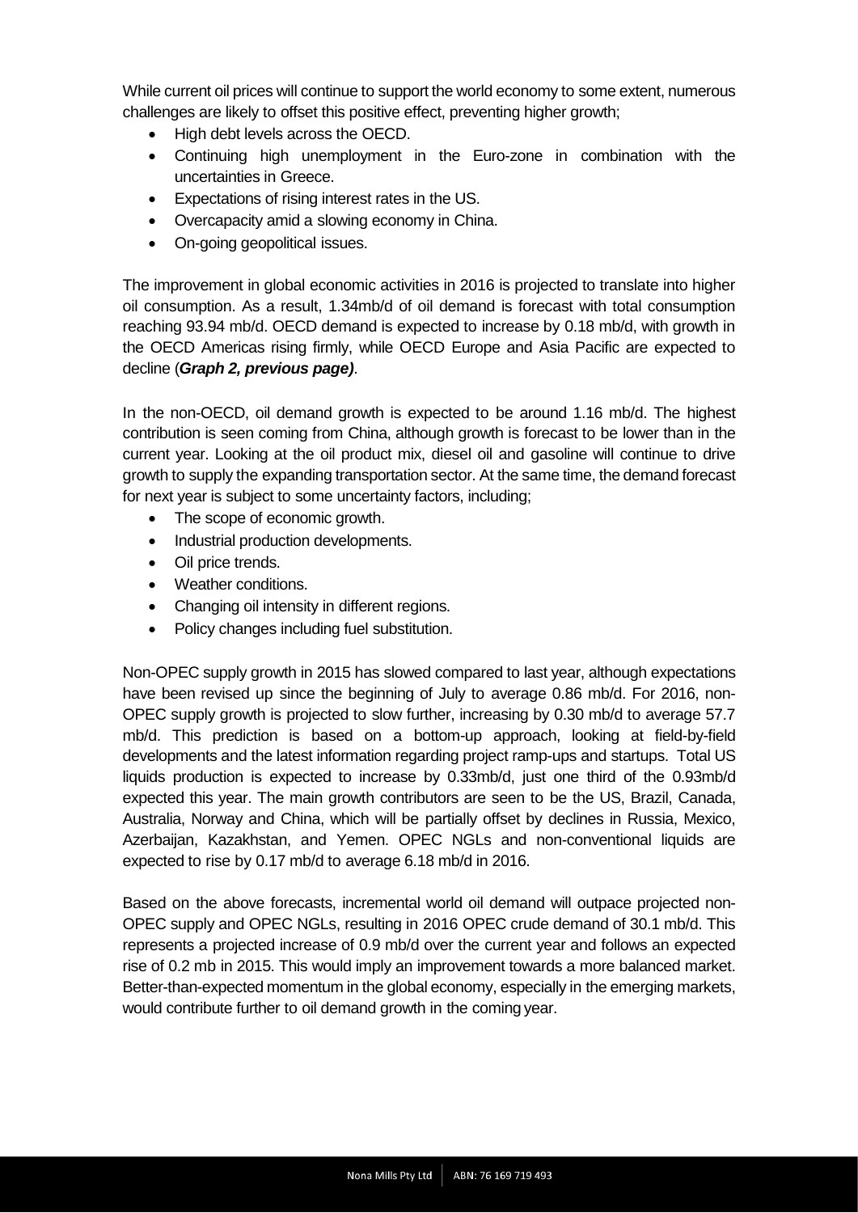While current oil prices will continue to support the world economy to some extent, numerous challenges are likely to offset this positive effect, preventing higher growth;

- High debt levels across the OECD.
- Continuing high unemployment in the Euro-zone in combination with the uncertainties in Greece.
- Expectations of rising interest rates in the US.
- Overcapacity amid a slowing economy in China.
- On-going geopolitical issues.

The improvement in global economic activities in 2016 is projected to translate into higher oil consumption. As a result, 1.34mb/d of oil demand is forecast with total consumption reaching 93.94 mb/d. OECD demand is expected to increase by 0.18 mb/d, with growth in the OECD Americas rising firmly, while OECD Europe and Asia Pacific are expected to decline (***Graph 2, previous page)***.

In the non-OECD, oil demand growth is expected to be around 1.16 mb/d. The highest contribution is seen coming from China, although growth is forecast to be lower than in the current year. Looking at the oil product mix, diesel oil and gasoline will continue to drive growth to supply the expanding transportation sector. At the same time, the demand forecast for next year is subject to some uncertainty factors, including;

- The scope of economic growth.
- Industrial production developments.
- Oil price trends.
- Weather conditions.
- Changing oil intensity in different regions.
- Policy changes including fuel substitution.

Non-OPEC supply growth in 2015 has slowed compared to last year, although expectations have been revised up since the beginning of July to average 0.86 mb/d. For 2016, non-OPEC supply growth is projected to slow further, increasing by 0.30 mb/d to average 57.7 mb/d. This prediction is based on a bottom-up approach, looking at field-by-field developments and the latest information regarding project ramp-ups and startups. Total US liquids production is expected to increase by 0.33mb/d, just one third of the 0.93mb/d expected this year. The main growth contributors are seen to be the US, Brazil, Canada, Australia, Norway and China, which will be partially offset by declines in Russia, Mexico, Azerbaijan, Kazakhstan, and Yemen. OPEC NGLs and non-conventional liquids are expected to rise by 0.17 mb/d to average 6.18 mb/d in 2016.

Based on the above forecasts, incremental world oil demand will outpace projected non-OPEC supply and OPEC NGLs, resulting in 2016 OPEC crude demand of 30.1 mb/d. This represents a projected increase of 0.9 mb/d over the current year and follows an expected rise of 0.2 mb in 2015. This would imply an improvement towards a more balanced market. Better-than-expected momentum in the global economy, especially in the emerging markets, would contribute further to oil demand growth in the coming year.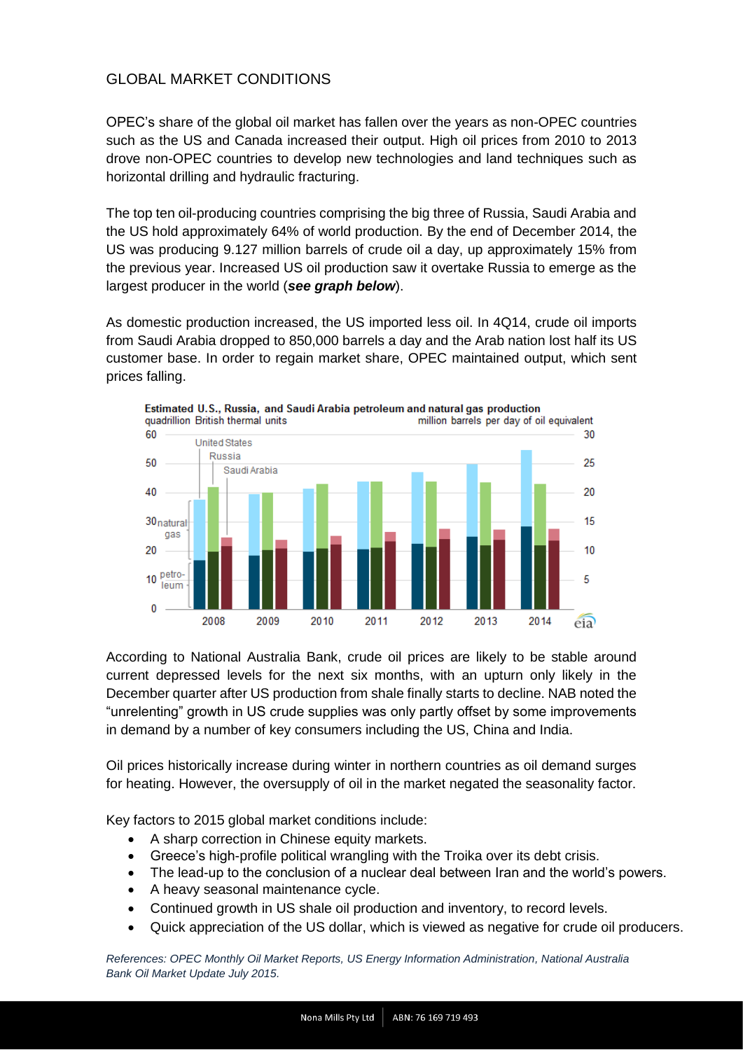GLOBAL MARKET CONDITIONS

OPEC's share of the global oil market has fallen over the years as non-OPEC countries such as the US and Canada increased their output. High oil prices from 2010 to 2013 drove non-OPEC countries to develop new technologies and land techniques such as horizontal drilling and hydraulic fracturing.

The top ten oil-producing countries comprising the big three of Russia, Saudi Arabia and the US hold approximately 64% of world production. By the end of December 2014, the US was producing 9.127 million barrels of crude oil a day, up approximately 15% from the previous year. Increased US oil production saw it overtake Russia to emerge as the largest producer in the world (***see graph below***).

As domestic production increased, the US imported less oil. In 4Q14, crude oil imports from Saudi Arabia dropped to 850,000 barrels a day and the Arab nation lost half its US customer base. In order to regain market share, OPEC maintained output, which sent prices falling.

According to National Australia Bank, crude oil prices are likely to be stable around current depressed levels for the next six months, with an upturn only likely in the December quarter after US production from shale finally starts to decline. NAB noted the "unrelenting" growth in US crude supplies was only partly offset by some improvements in demand by a number of key consumers including the US, China and India.

Oil prices historically increase during winter in northern countries as oil demand surges for heating. However, the oversupply of oil in the market negated the seasonality factor.

Key factors to 2015 global market conditions include:

- A sharp correction in Chinese equity markets.
- Greece's high-profile political wrangling with the Troika over its debt crisis.
- The lead-up to the conclusion of a nuclear deal between Iran and the world's powers.
- A heavy seasonal maintenance cycle.
- Continued growth in US shale oil production and inventory, to record levels.
- Quick appreciation of the US dollar, which is viewed as negative for crude oil producers.

*References: OPEC Monthly Oil Market Reports, US Energy Information Administration, National Australia Bank Oil Market Update July 2015.*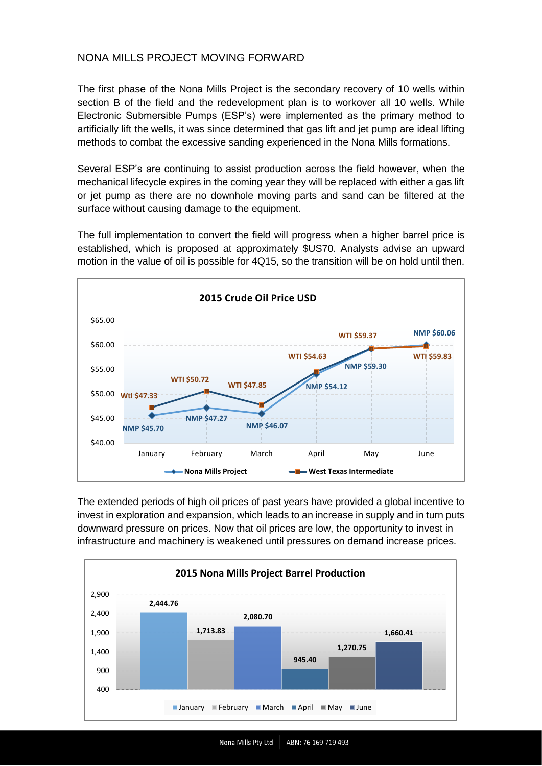## NONA MILLS PROJECT MOVING FORWARD

The first phase of the Nona Mills Project is the secondary recovery of 10 wells within section B of the field and the redevelopment plan is to workover all 10 wells. While Electronic Submersible Pumps (ESP's) were implemented as the primary method to artificially lift the wells, it was since determined that gas lift and jet pump are ideal lifting methods to combat the excessive sanding experienced in the Nona Mills formations.

Several ESP's are continuing to assist production across the field however, when the mechanical lifecycle expires in the coming year they will be replaced with either a gas lift or jet pump as there are no downhole moving parts and sand can be filtered at the surface without causing damage to the equipment.

The full implementation to convert the field will progress when a higher barrel price is established, which is proposed at approximately $US70. Analysts advise an upward motion in the value of oil is possible for 4Q15, so the transition will be on hold until then.

**2015 Crude Oil Price USD**

| Month | Nona Mills Project | West Texas Intermediate |
|---|---|---|
| January | NMP $45.70 | WtI $47.33 |
| February | NMP $47.27 | WTI $50.72 |
| March | NMP $46.07 | WTI $47.85 |
| April | NMP $54.12 | WTI $54.63 |
| May | NMP $59.30 | WTI $59.37 |
| June | NMP $60.06 | WTI $59.83 |

The extended periods of high oil prices of past years have provided a global incentive to invest in exploration and expansion, which leads to an increase in supply and in turn puts downward pressure on prices. Now that oil prices are low, the opportunity to invest in infrastructure and machinery is weakened until pressures on demand increase prices.

**2015 Nona Mills Project Barrel Production**

| Month | Barrels |
|---|---|
| January | 2,444.76 |
| February | 1,713.83 |
| March | 2,080.70 |
| April | 945.40 |
| May | 1,270.75 |
| June | 1,660.41 |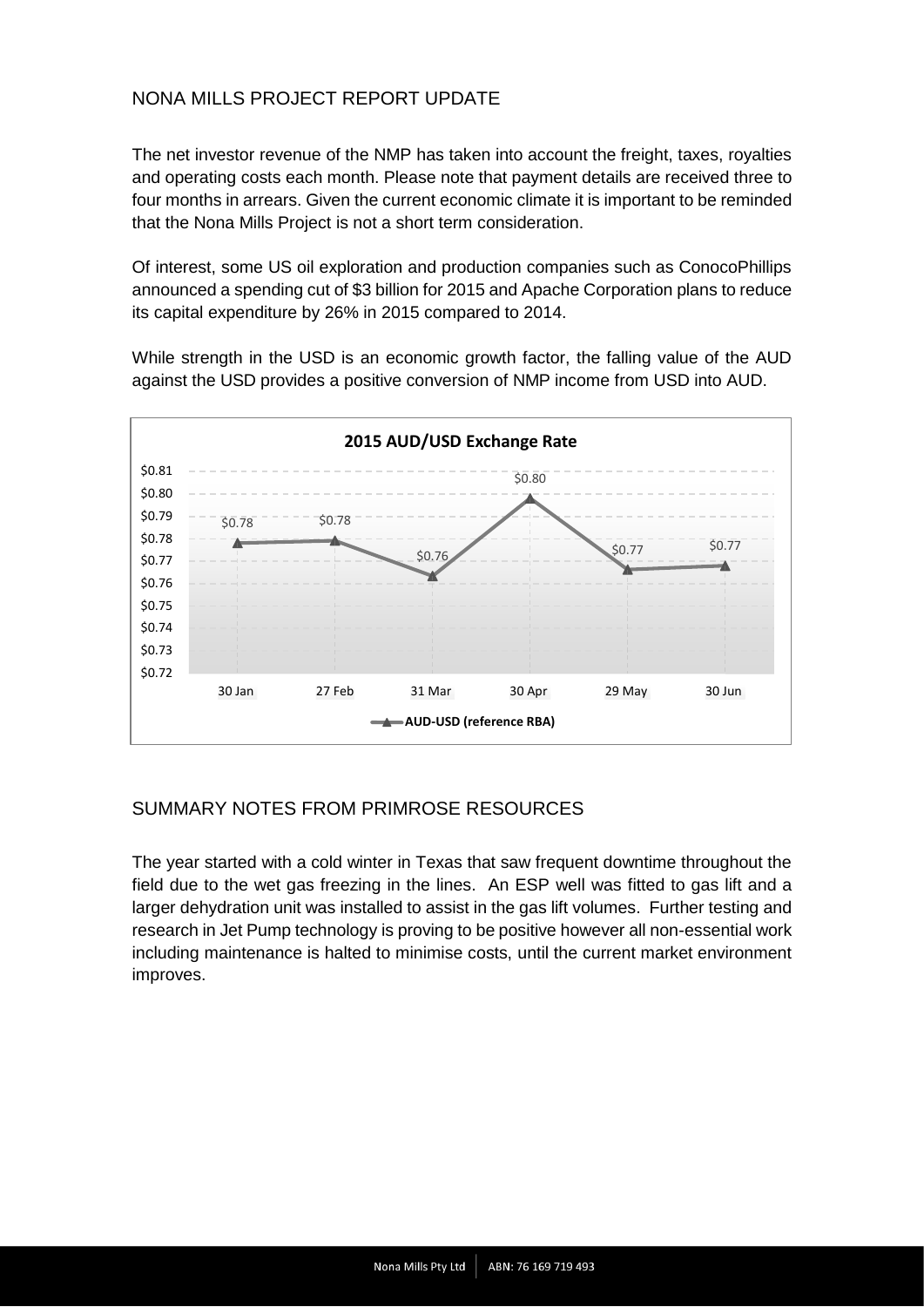## NONA MILLS PROJECT REPORT UPDATE

The net investor revenue of the NMP has taken into account the freight, taxes, royalties and operating costs each month. Please note that payment details are received three to four months in arrears. Given the current economic climate it is important to be reminded that the Nona Mills Project is not a short term consideration.

Of interest, some US oil exploration and production companies such as ConocoPhillips announced a spending cut of $3 billion for 2015 and Apache Corporation plans to reduce its capital expenditure by 26% in 2015 compared to 2014.

While strength in the USD is an economic growth factor, the falling value of the AUD against the USD provides a positive conversion of NMP income from USD into AUD.

**2015 AUD/USD Exchange Rate**

| Date | AUD-USD (reference RBA) |
|---|---|
| 30 Jan | $0.78 |
| 27 Feb | $0.78 |
| 31 Mar | $0.76 |
| 30 Apr | $0.80 |
| 29 May | $0.77 |
| 30 Jun | $0.77 |

## SUMMARY NOTES FROM PRIMROSE RESOURCES

The year started with a cold winter in Texas that saw frequent downtime throughout the field due to the wet gas freezing in the lines. An ESP well was fitted to gas lift and a larger dehydration unit was installed to assist in the gas lift volumes. Further testing and research in Jet Pump technology is proving to be positive however all non-essential work including maintenance is halted to minimise costs, until the current market environment improves.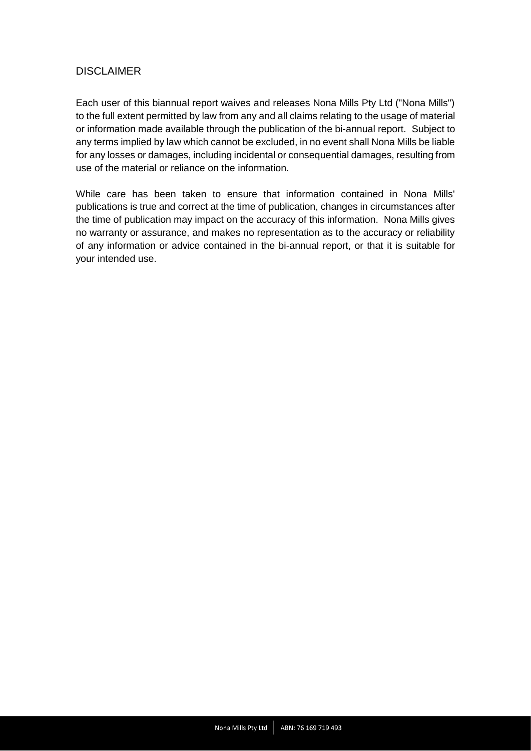## DISCLAIMER

Each user of this biannual report waives and releases Nona Mills Pty Ltd ("Nona Mills") to the full extent permitted by law from any and all claims relating to the usage of material or information made available through the publication of the bi-annual report. Subject to any terms implied by law which cannot be excluded, in no event shall Nona Mills be liable for any losses or damages, including incidental or consequential damages, resulting from use of the material or reliance on the information.

While care has been taken to ensure that information contained in Nona Mills' publications is true and correct at the time of publication, changes in circumstances after the time of publication may impact on the accuracy of this information. Nona Mills gives no warranty or assurance, and makes no representation as to the accuracy or reliability of any information or advice contained in the bi-annual report, or that it is suitable for your intended use.